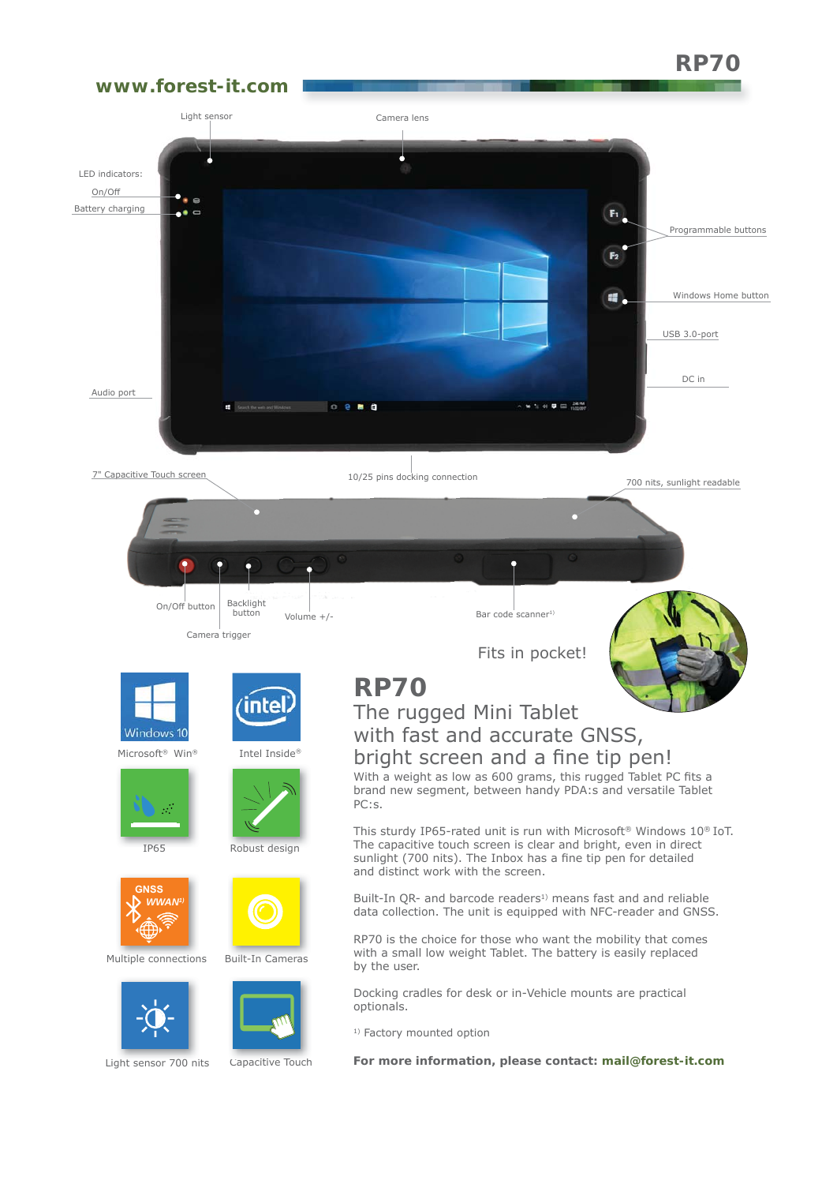www.forest-it.com

# RP70

Light sensor

Camera lens

LED indicators:

On/Off

Battery charging

Programmable buttons

Windows Home button

USB 3.0-port

DC in

Audio port

7" Capacitive Touch screen

10/25 pins docking connection

700 nits, sunlight readable

On/Off button

Backlight button

Volume +/-

Camera trigger

Bar code scanner[1]

Fits in pocket!

Microsoft® Win®

Intel Inside®

IP65

Robust design

Multiple connections

Built-In Cameras

Light sensor 700 nits

Capacitive Touch

## RP70

### The rugged Mini Tablet with fast and accurate GNSS, bright screen and a fine tip pen!

With a weight as low as 600 grams, this rugged Tablet PC fits a brand new segment, between handy PDA:s and versatile Tablet PC:s.

This sturdy IP65-rated unit is run with Microsoft® Windows 10® IoT. The capacitive touch screen is clear and bright, even in direct sunlight (700 nits). The Inbox has a fine tip pen for detailed and distinct work with the screen.

Built-In QR- and barcode readers[1] means fast and reliable data collection. The unit is equipped with NFC-reader and GNSS.

RP70 is the choice for those who want the mobility that comes with a small low weight Tablet. The battery is easily replaced by the user.

Docking cradles for desk or in-Vehicle mounts are practical optionals.

[1] Factory mounted option

**For more information, please contact: mail@forest-it.com**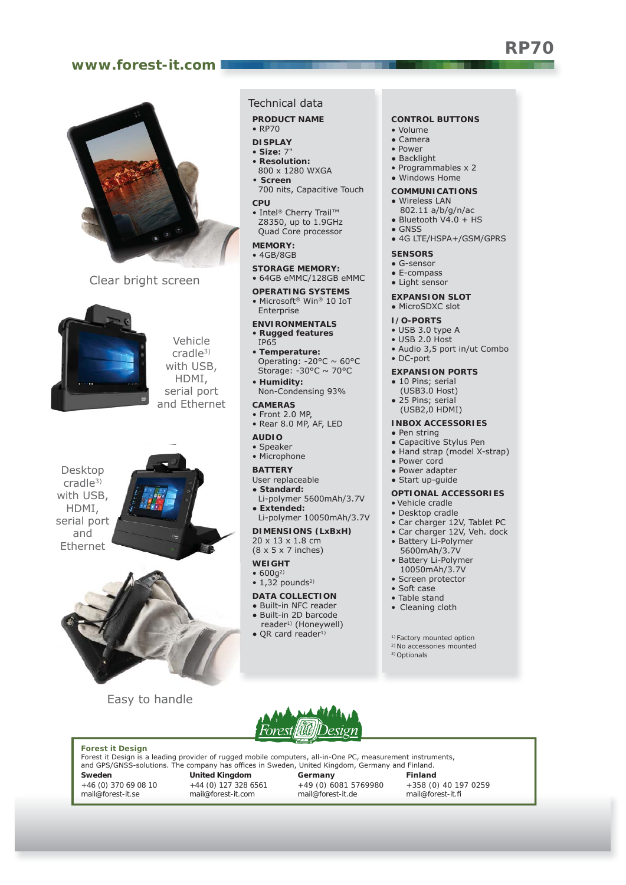# RP70

www.forest-it.com

Clear bright screen

Vehicle cradle[3] with USB, HDMI, serial port and Ethernet

Desktop cradle[3] with USB, HDMI, serial port and Ethernet

Easy to handle

## Technical data

**PRODUCT NAME**
- RP70

**DISPLAY**
- **Size:** 7"
- **Resolution:** 800 x 1280 WXGA
- **Screen** 700 nits, Capacitive Touch

**CPU**
- Intel® Cherry Trail™ Z8350, up to 1.9GHz Quad Core processor

**MEMORY:**
- 4GB/8GB

**STORAGE MEMORY:**
- 64GB eMMC/128GB eMMC

**OPERATING SYSTEMS**
- Microsoft® Win® 10 IoT Enterprise

**ENVIRONMENTALS**
- **Rugged features** IP65
- **Temperature:** Operating: -20°C ~ 60°C Storage: -30°C ~ 70°C
- **Humidity:** Non-Condensing 93%

**CAMERAS**
- Front 2.0 MP,
- Rear 8.0 MP, AF, LED

**AUDIO**
- Speaker
- Microphone

**BATTERY**

User replaceable
- **Standard:** Li-polymer 5600mAh/3.7V
- **Extended:** Li-polymer 10050mAh/3.7V

**DIMENSIONS (LxBxH)**

20 x 13 x 1.8 cm
(8 x 5 x 7 inches)

**WEIGHT**
- 600g[2]
- 1,32 pounds[2]

**DATA COLLECTION**
- Built-in NFC reader
- Built-in 2D barcode reader[1] (Honeywell)
- QR card reader[1]

**CONTROL BUTTONS**
- Volume
- Camera
- Power
- Backlight
- Programmables x 2
- Windows Home

**COMMUNICATIONS**
- Wireless LAN 802.11 a/b/g/n/ac
- Bluetooth V4.0 + HS
- GNSS
- 4G LTE/HSPA+/GSM/GPRS

**SENSORS**
- G-sensor
- E-compass
- Light sensor

**EXPANSION SLOT**
- MicroSDXC slot

**I/O-PORTS**
- USB 3.0 type A
- USB 2.0 Host
- Audio 3,5 port in/ut Combo
- DC-port

**EXPANSION PORTS**
- 10 Pins; serial (USB3.0 Host)
- 25 Pins; serial (USB2,0 HDMI)

**INBOX ACCESSORIES**
- Pen string
- Capacitive Stylus Pen
- Hand strap (model X-strap)
- Power cord
- Power adapter
- Start up-guide

**OPTIONAL ACCESSORIES**
- Vehicle cradle
- Desktop cradle
- Car charger 12V, Tablet PC
- Car charger 12V, Veh. dock
- Battery Li-Polymer 5600mAh/3.7V
- Battery Li-Polymer 10050mAh/3.7V
- Screen protector
- Soft case
- Table stand
- Cleaning cloth

[1] Factory mounted option
[2] No accessories mounted
[3] Optionals

Forest it Design

**Forest it Design**
Forest it Design is a leading provider of rugged mobile computers, all-in-One PC, measurement instruments, and GPS/GNSS-solutions. The company has offices in Sweden, United Kingdom, Germany and Finland.

| Sweden | United Kingdom | Germany | Finland |
| --- | --- | --- | --- |
| +46 (0) 370 69 08 10 | +44 (0) 127 328 6561 | +49 (0) 6081 5769980 | +358 (0) 40 197 0259 |
| mail@forest-it.se | mail@forest-it.com | mail@forest-it.de | mail@forest-it.fi |